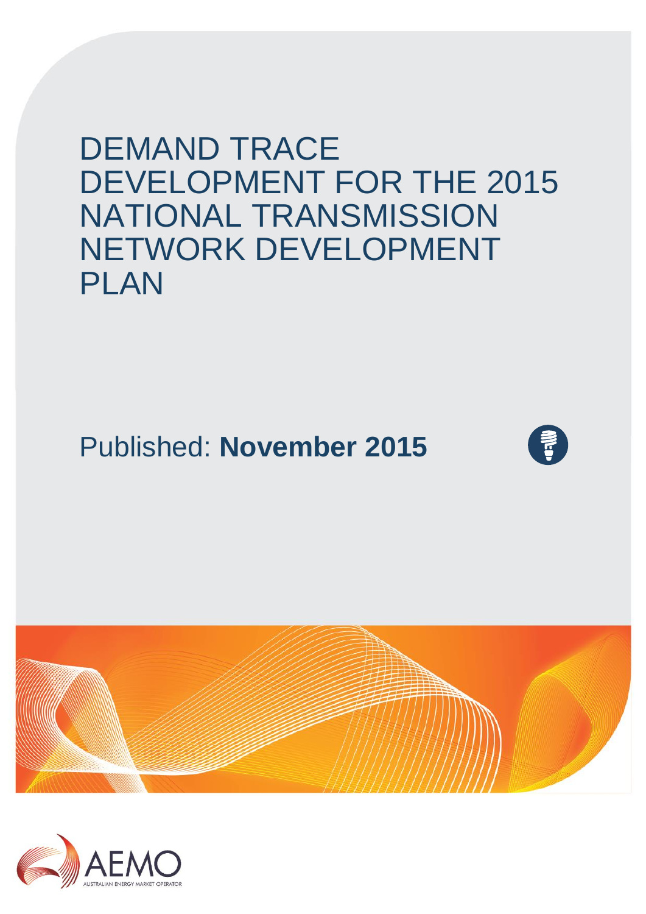# DEMAND TRACE DEVELOPMENT FOR THE 2015 NATIONAL TRANSMISSION NETWORK DEVELOPMENT PLAN

Published: **November 2015**

AEMO

AUSTRALIAN ENERGY MARKET OPERATOR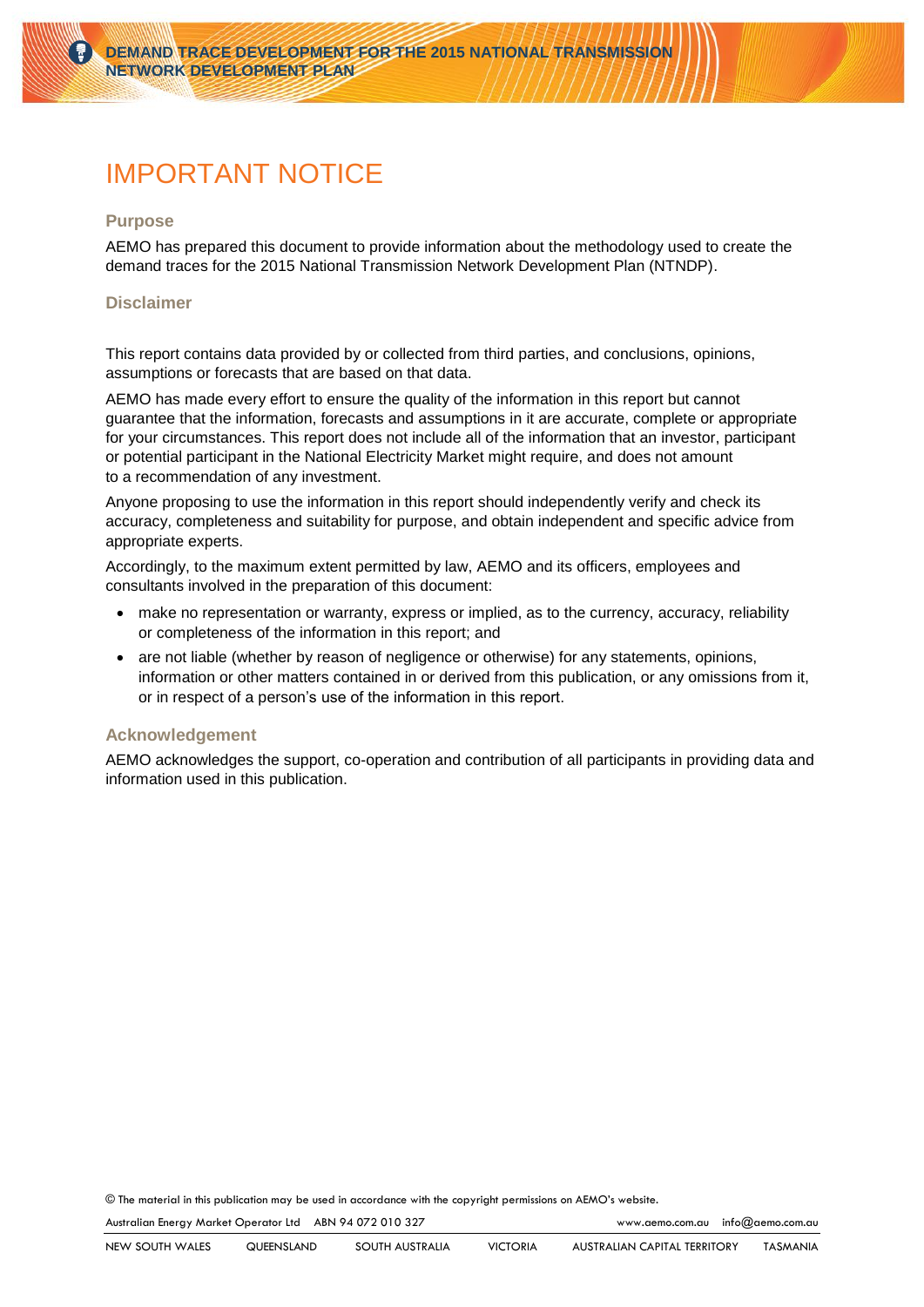# IMPORTANT NOTICE

### Purpose

AEMO has prepared this document to provide information about the methodology used to create the demand traces for the 2015 National Transmission Network Development Plan (NTNDP).

### Disclaimer

This report contains data provided by or collected from third parties, and conclusions, opinions, assumptions or forecasts that are based on that data.

AEMO has made every effort to ensure the quality of the information in this report but cannot guarantee that the information, forecasts and assumptions in it are accurate, complete or appropriate for your circumstances. This report does not include all of the information that an investor, participant or potential participant in the National Electricity Market might require, and does not amount to a recommendation of any investment.

Anyone proposing to use the information in this report should independently verify and check its accuracy, completeness and suitability for purpose, and obtain independent and specific advice from appropriate experts.

Accordingly, to the maximum extent permitted by law, AEMO and its officers, employees and consultants involved in the preparation of this document:

- make no representation or warranty, express or implied, as to the currency, accuracy, reliability or completeness of the information in this report; and
- are not liable (whether by reason of negligence or otherwise) for any statements, opinions, information or other matters contained in or derived from this publication, or any omissions from it, or in respect of a person's use of the information in this report.

### Acknowledgement

AEMO acknowledges the support, co-operation and contribution of all participants in providing data and information used in this publication.

© The material in this publication may be used in accordance with the copyright permissions on AEMO's website.

Australian Energy Market Operator Ltd ABN 94 072 010 327 www.aemo.com.au info@aemo.com.au

NEW SOUTH WALES QUEENSLAND SOUTH AUSTRALIA VICTORIA AUSTRALIAN CAPITAL TERRITORY TASMANIA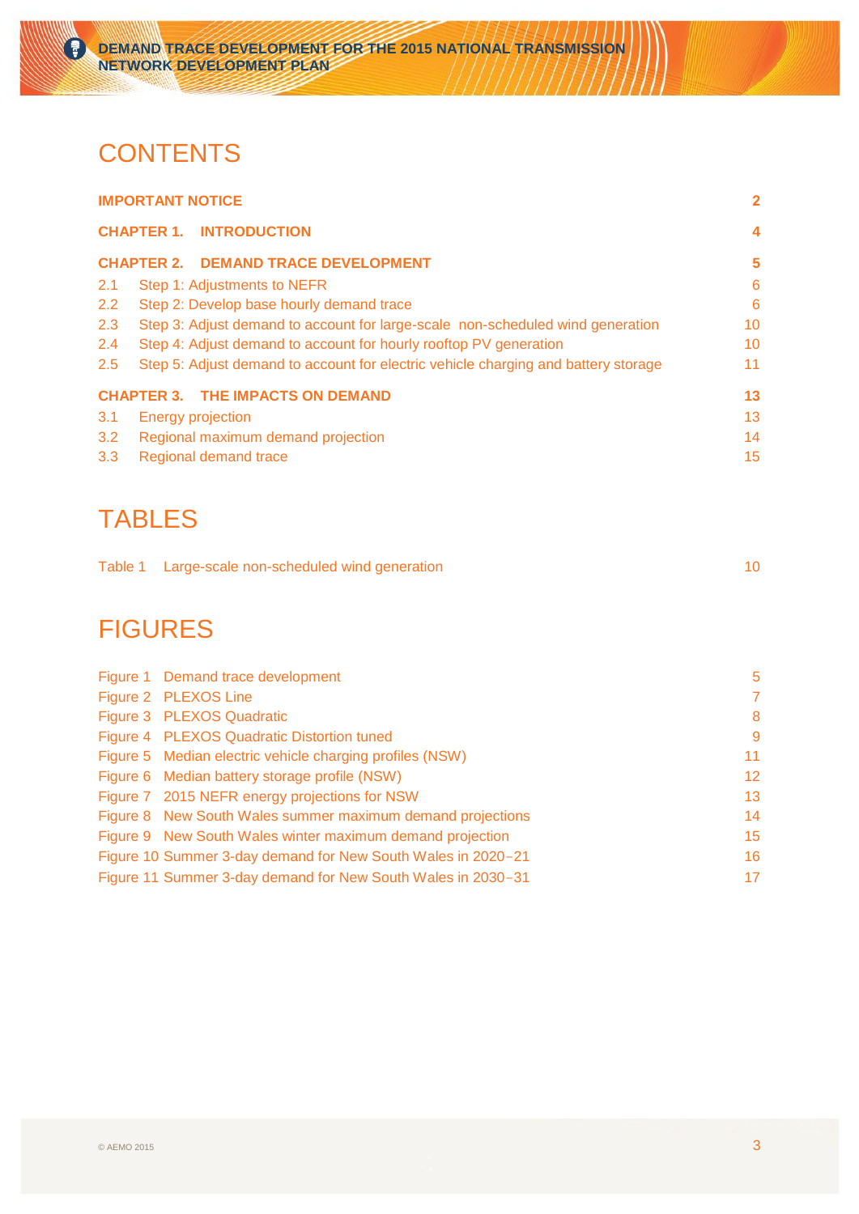# CONTENTS

| | |
|---|---|
| **IMPORTANT NOTICE** | **2** |
| **CHAPTER 1. INTRODUCTION** | **4** |
| **CHAPTER 2. DEMAND TRACE DEVELOPMENT** | **5** |
| 2.1 Step 1: Adjustments to NEFR | 6 |
| 2.2 Step 2: Develop base hourly demand trace | 6 |
| 2.3 Step 3: Adjust demand to account for large-scale non-scheduled wind generation | 10 |
| 2.4 Step 4: Adjust demand to account for hourly rooftop PV generation | 10 |
| 2.5 Step 5: Adjust demand to account for electric vehicle charging and battery storage | 11 |
| **CHAPTER 3. THE IMPACTS ON DEMAND** | **13** |
| 3.1 Energy projection | 13 |
| 3.2 Regional maximum demand projection | 14 |
| 3.3 Regional demand trace | 15 |

# TABLES

| | |
|---|---|
| Table 1 Large-scale non-scheduled wind generation | 10 |

# FIGURES

| | |
|---|---|
| Figure 1 Demand trace development | 5 |
| Figure 2 PLEXOS Line | 7 |
| Figure 3 PLEXOS Quadratic | 8 |
| Figure 4 PLEXOS Quadratic Distortion tuned | 9 |
| Figure 5 Median electric vehicle charging profiles (NSW) | 11 |
| Figure 6 Median battery storage profile (NSW) | 12 |
| Figure 7 2015 NEFR energy projections for NSW | 13 |
| Figure 8 New South Wales summer maximum demand projections | 14 |
| Figure 9 New South Wales winter maximum demand projection | 15 |
| Figure 10 Summer 3-day demand for New South Wales in 2020–21 | 16 |
| Figure 11 Summer 3-day demand for New South Wales in 2030–31 | 17 |

© AEMO 2015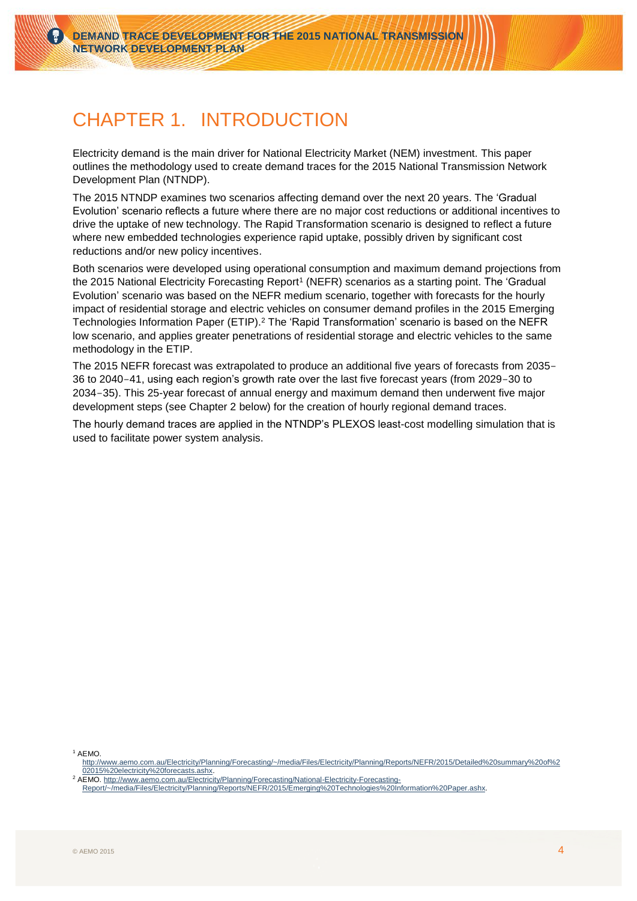# CHAPTER 1. INTRODUCTION

Electricity demand is the main driver for National Electricity Market (NEM) investment. This paper outlines the methodology used to create demand traces for the 2015 National Transmission Network Development Plan (NTNDP).

The 2015 NTNDP examines two scenarios affecting demand over the next 20 years. The 'Gradual Evolution' scenario reflects a future where there are no major cost reductions or additional incentives to drive the uptake of new technology. The Rapid Transformation scenario is designed to reflect a future where new embedded technologies experience rapid uptake, possibly driven by significant cost reductions and/or new policy incentives.

Both scenarios were developed using operational consumption and maximum demand projections from the 2015 National Electricity Forecasting Report[1] (NEFR) scenarios as a starting point. The 'Gradual Evolution' scenario was based on the NEFR medium scenario, together with forecasts for the hourly impact of residential storage and electric vehicles on consumer demand profiles in the 2015 Emerging Technologies Information Paper (ETIP).[2] The 'Rapid Transformation' scenario is based on the NEFR low scenario, and applies greater penetrations of residential storage and electric vehicles to the same methodology in the ETIP.

The 2015 NEFR forecast was extrapolated to produce an additional five years of forecasts from 2035–36 to 2040–41, using each region's growth rate over the last five forecast years (from 2029–30 to 2034–35). This 25-year forecast of annual energy and maximum demand then underwent five major development steps (see Chapter 2 below) for the creation of hourly regional demand traces.

The hourly demand traces are applied in the NTNDP's PLEXOS least-cost modelling simulation that is used to facilitate power system analysis.

[1] AEMO. http://www.aemo.com.au/Electricity/Planning/Forecasting/~/media/Files/Electricity/Planning/Reports/NEFR/2015/Detailed%20summary%20of%202015%20electricity%20forecasts.ashx.

[2] AEMO. http://www.aemo.com.au/Electricity/Planning/Forecasting/National-Electricity-Forecasting-Report/~/media/Files/Electricity/Planning/Reports/NEFR/2015/Emerging%20Technologies%20Information%20Paper.ashx.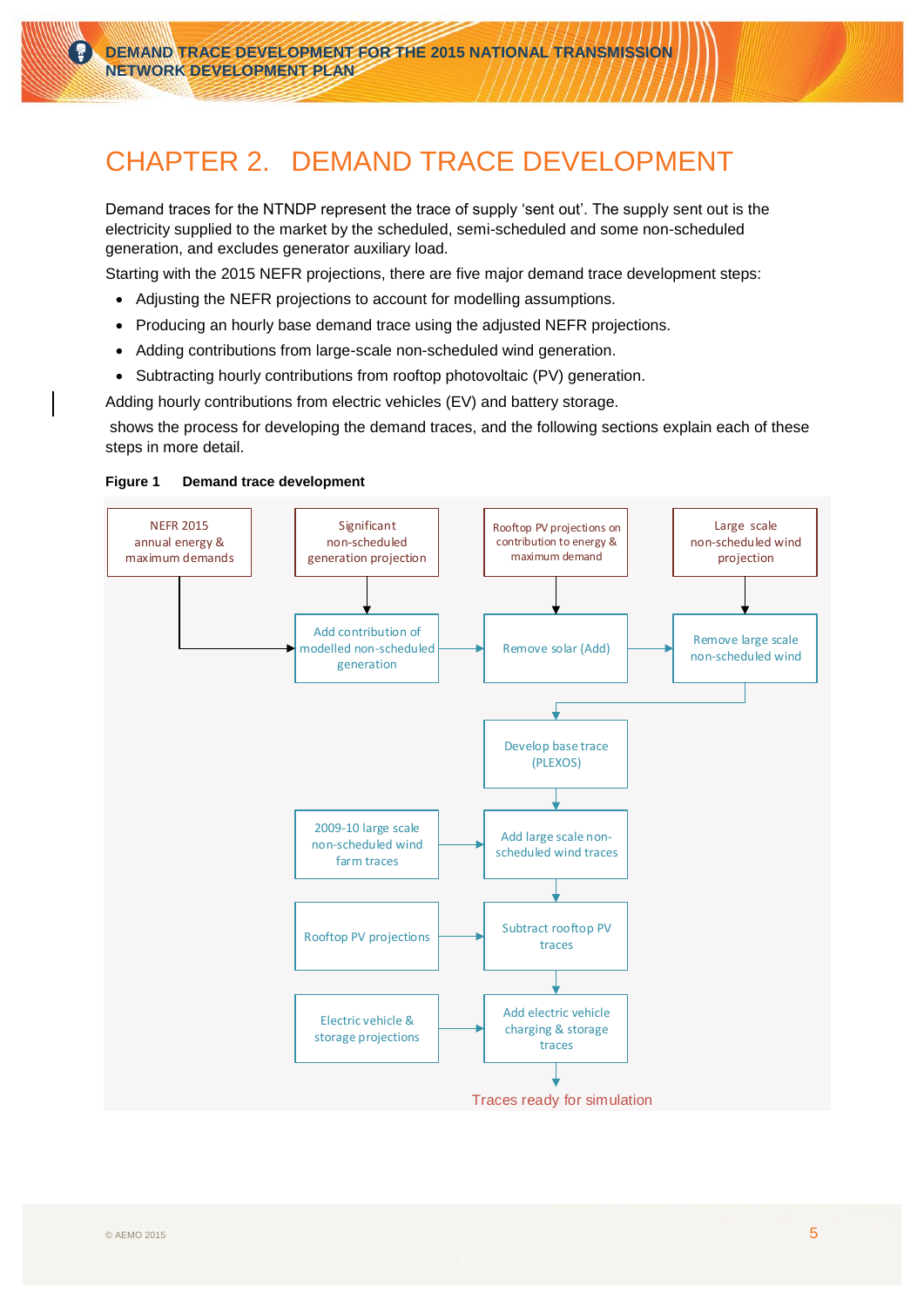# CHAPTER 2. DEMAND TRACE DEVELOPMENT

Demand traces for the NTNDP represent the trace of supply 'sent out'. The supply sent out is the electricity supplied to the market by the scheduled, semi-scheduled and some non-scheduled generation, and excludes generator auxiliary load.

Starting with the 2015 NEFR projections, there are five major demand trace development steps:

- Adjusting the NEFR projections to account for modelling assumptions.
- Producing an hourly base demand trace using the adjusted NEFR projections.
- Adding contributions from large-scale non-scheduled wind generation.
- Subtracting hourly contributions from rooftop photovoltaic (PV) generation.

Adding hourly contributions from electric vehicles (EV) and battery storage.

shows the process for developing the demand traces, and the following sections explain each of these steps in more detail.

**Figure 1 Demand trace development**

NEFR 2015 annual energy & maximum demands

Significant non-scheduled generation projection

Rooftop PV projections on contribution to energy & maximum demand

Large scale non-scheduled wind projection

Add contribution of modelled non-scheduled generation

Remove solar (Add)

Remove large scale non-scheduled wind

Develop base trace (PLEXOS)

2009-10 large scale non-scheduled wind farm traces

Add large scale non-scheduled wind traces

Rooftop PV projections

Subtract rooftop PV traces

Electric vehicle & storage projections

Add electric vehicle charging & storage traces

Traces ready for simulation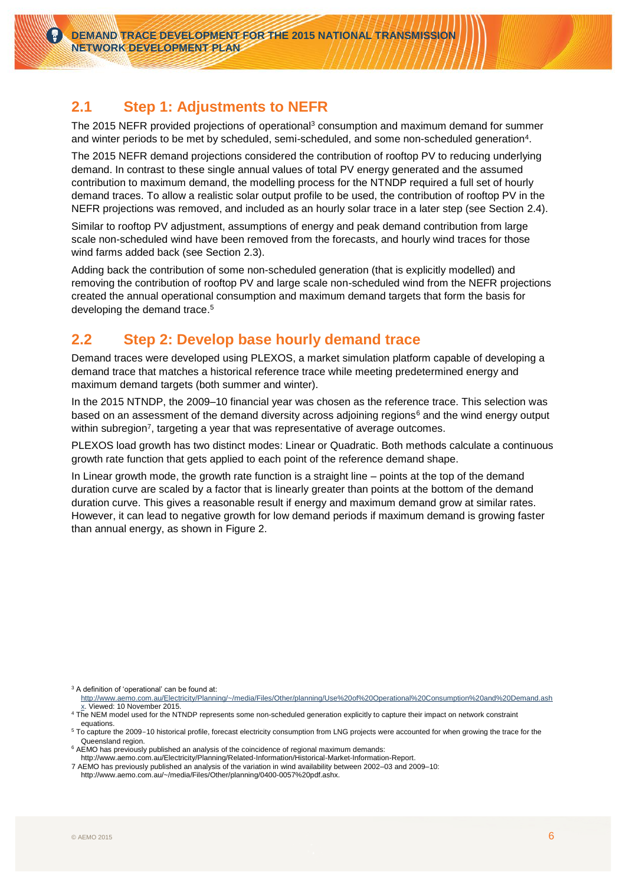## 2.1 Step 1: Adjustments to NEFR

The 2015 NEFR provided projections of operational[3] consumption and maximum demand for summer and winter periods to be met by scheduled, semi-scheduled, and some non-scheduled generation[4].

The 2015 NEFR demand projections considered the contribution of rooftop PV to reducing underlying demand. In contrast to these single annual values of total PV energy generated and the assumed contribution to maximum demand, the modelling process for the NTNDP required a full set of hourly demand traces. To allow a realistic solar output profile to be used, the contribution of rooftop PV in the NEFR projections was removed, and included as an hourly solar trace in a later step (see Section 2.4).

Similar to rooftop PV adjustment, assumptions of energy and peak demand contribution from large scale non-scheduled wind have been removed from the forecasts, and hourly wind traces for those wind farms added back (see Section 2.3).

Adding back the contribution of some non-scheduled generation (that is explicitly modelled) and removing the contribution of rooftop PV and large scale non-scheduled wind from the NEFR projections created the annual operational consumption and maximum demand targets that form the basis for developing the demand trace.[5]

## 2.2 Step 2: Develop base hourly demand trace

Demand traces were developed using PLEXOS, a market simulation platform capable of developing a demand trace that matches a historical reference trace while meeting predetermined energy and maximum demand targets (both summer and winter).

In the 2015 NTNDP, the 2009–10 financial year was chosen as the reference trace. This selection was based on an assessment of the demand diversity across adjoining regions[6] and the wind energy output within subregion[7], targeting a year that was representative of average outcomes.

PLEXOS load growth has two distinct modes: Linear or Quadratic. Both methods calculate a continuous growth rate function that gets applied to each point of the reference demand shape.

In Linear growth mode, the growth rate function is a straight line – points at the top of the demand duration curve are scaled by a factor that is linearly greater than points at the bottom of the demand duration curve. This gives a reasonable result if energy and maximum demand grow at similar rates. However, it can lead to negative growth for low demand periods if maximum demand is growing faster than annual energy, as shown in Figure 2.

---

[3] A definition of 'operational' can be found at: http://www.aemo.com.au/Electricity/Planning/~/media/Files/Other/planning/Use%20of%20Operational%20Consumption%20and%20Demand.ashx. Viewed: 10 November 2015.

[4] The NEM model used for the NTNDP represents some non-scheduled generation explicitly to capture their impact on network constraint equations.

[5] To capture the 2009–10 historical profile, forecast electricity consumption from LNG projects were accounted for when growing the trace for the Queensland region.

[6] AEMO has previously published an analysis of the coincidence of regional maximum demands: http://www.aemo.com.au/Electricity/Planning/Related-Information/Historical-Market-Information-Report.

[7] AEMO has previously published an analysis of the variation in wind availability between 2002–03 and 2009–10: http://www.aemo.com.au/~/media/Files/Other/planning/0400-0057%20pdf.ashx.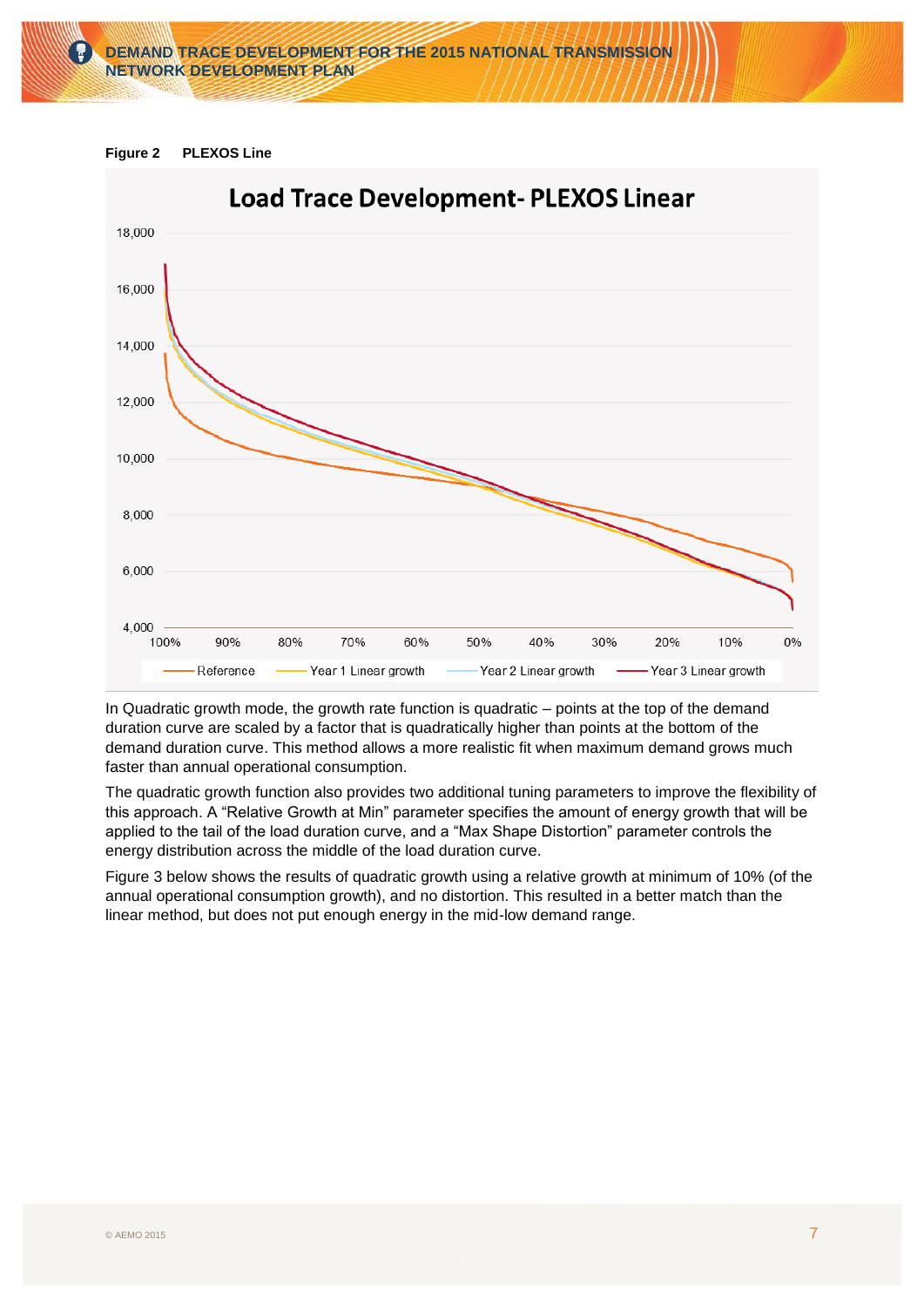**Figure 2 PLEXOS Line**

In Quadratic growth mode, the growth rate function is quadratic – points at the top of the demand duration curve are scaled by a factor that is quadratically higher than points at the bottom of the demand duration curve. This method allows a more realistic fit when maximum demand grows much faster than annual operational consumption.

The quadratic growth function also provides two additional tuning parameters to improve the flexibility of this approach. A "Relative Growth at Min" parameter specifies the amount of energy growth that will be applied to the tail of the load duration curve, and a "Max Shape Distortion" parameter controls the energy distribution across the middle of the load duration curve.

Figure 3 below shows the results of quadratic growth using a relative growth at minimum of 10% (of the annual operational consumption growth), and no distortion. This resulted in a better match than the linear method, but does not put enough energy in the mid-low demand range.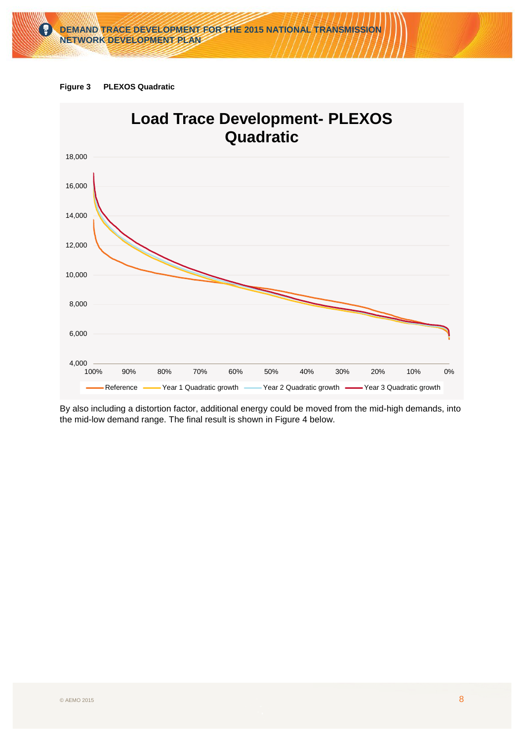**Figure 3 PLEXOS Quadratic**

By also including a distortion factor, additional energy could be moved from the mid-high demands, into the mid-low demand range. The final result is shown in Figure 4 below.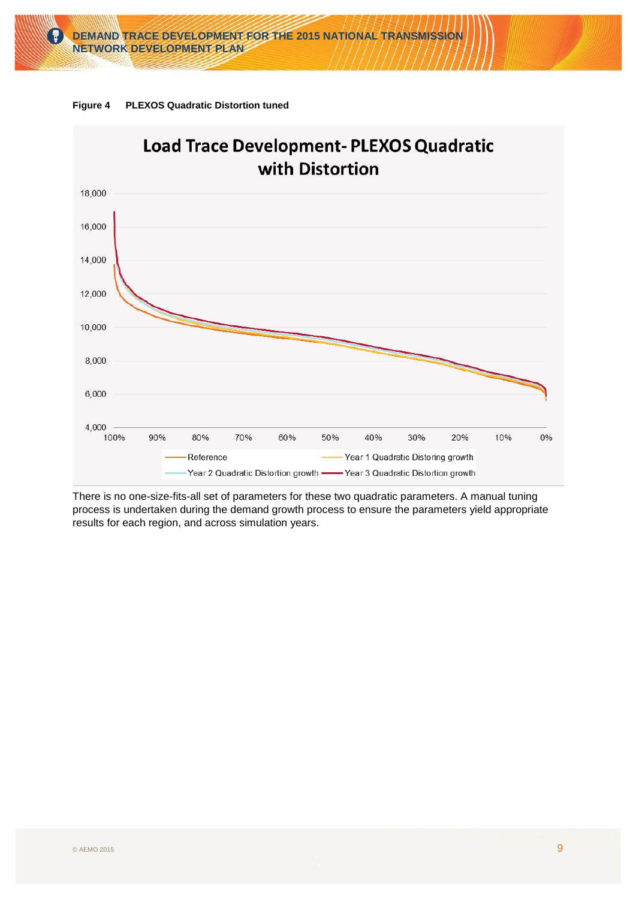**Figure 4 PLEXOS Quadratic Distortion tuned**

There is no one-size-fits-all set of parameters for these two quadratic parameters. A manual tuning process is undertaken during the demand growth process to ensure the parameters yield appropriate results for each region, and across simulation years.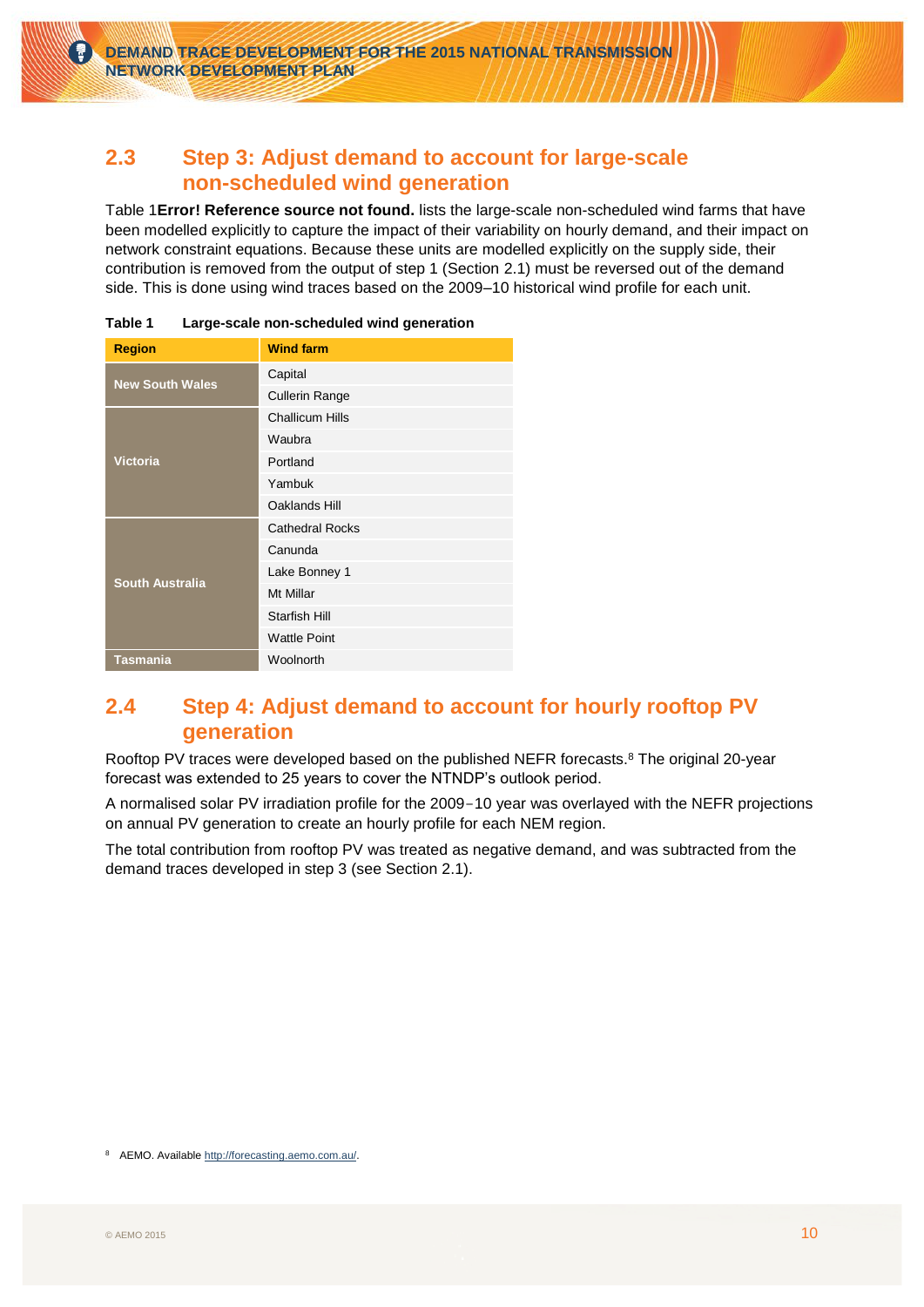## 2.3 Step 3: Adjust demand to account for large-scale non-scheduled wind generation

Table 1**Error! Reference source not found.** lists the large-scale non-scheduled wind farms that have been modelled explicitly to capture the impact of their variability on hourly demand, and their impact on network constraint equations. Because these units are modelled explicitly on the supply side, their contribution is removed from the output of step 1 (Section 2.1) must be reversed out of the demand side. This is done using wind traces based on the 2009–10 historical wind profile for each unit.

**Table 1 Large-scale non-scheduled wind generation**

| Region | Wind farm |
|---|---|
| New South Wales | Capital |
| | Cullerin Range |
| Victoria | Challicum Hills |
| | Waubra |
| | Portland |
| | Yambuk |
| | Oaklands Hill |
| South Australia | Cathedral Rocks |
| | Canunda |
| | Lake Bonney 1 |
| | Mt Millar |
| | Starfish Hill |
| | Wattle Point |
| Tasmania | Woolnorth |

## 2.4 Step 4: Adjust demand to account for hourly rooftop PV generation

Rooftop PV traces were developed based on the published NEFR forecasts.[8] The original 20-year forecast was extended to 25 years to cover the NTNDP's outlook period.

A normalised solar PV irradiation profile for the 2009–10 year was overlayed with the NEFR projections on annual PV generation to create an hourly profile for each NEM region.

The total contribution from rooftop PV was treated as negative demand, and was subtracted from the demand traces developed in step 3 (see Section 2.1).

[8] AEMO. Available http://forecasting.aemo.com.au/.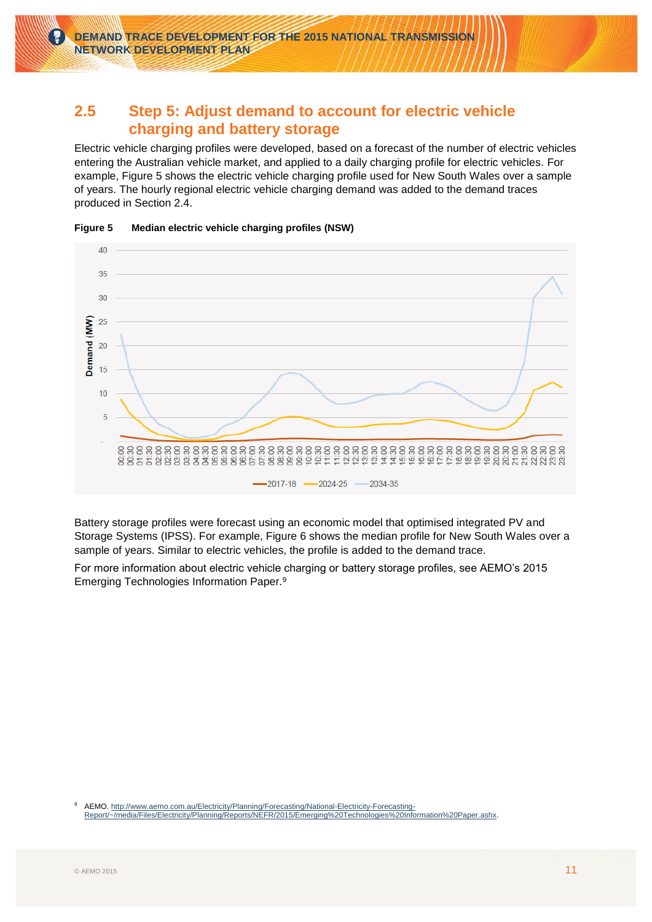## 2.5 Step 5: Adjust demand to account for electric vehicle charging and battery storage

Electric vehicle charging profiles were developed, based on a forecast of the number of electric vehicles entering the Australian vehicle market, and applied to a daily charging profile for electric vehicles. For example, Figure 5 shows the electric vehicle charging profile used for New South Wales over a sample of years. The hourly regional electric vehicle charging demand was added to the demand traces produced in Section 2.4.

**Figure 5 Median electric vehicle charging profiles (NSW)**

Battery storage profiles were forecast using an economic model that optimised integrated PV and Storage Systems (IPSS). For example, Figure 6 shows the median profile for New South Wales over a sample of years. Similar to electric vehicles, the profile is added to the demand trace.

For more information about electric vehicle charging or battery storage profiles, see AEMO's 2015 Emerging Technologies Information Paper.[9]

[9] AEMO. http://www.aemo.com.au/Electricity/Planning/Forecasting/National-Electricity-Forecasting-Report/~/media/Files/Electricity/Planning/Reports/NEFR/2015/Emerging%20Technologies%20Information%20Paper.ashx.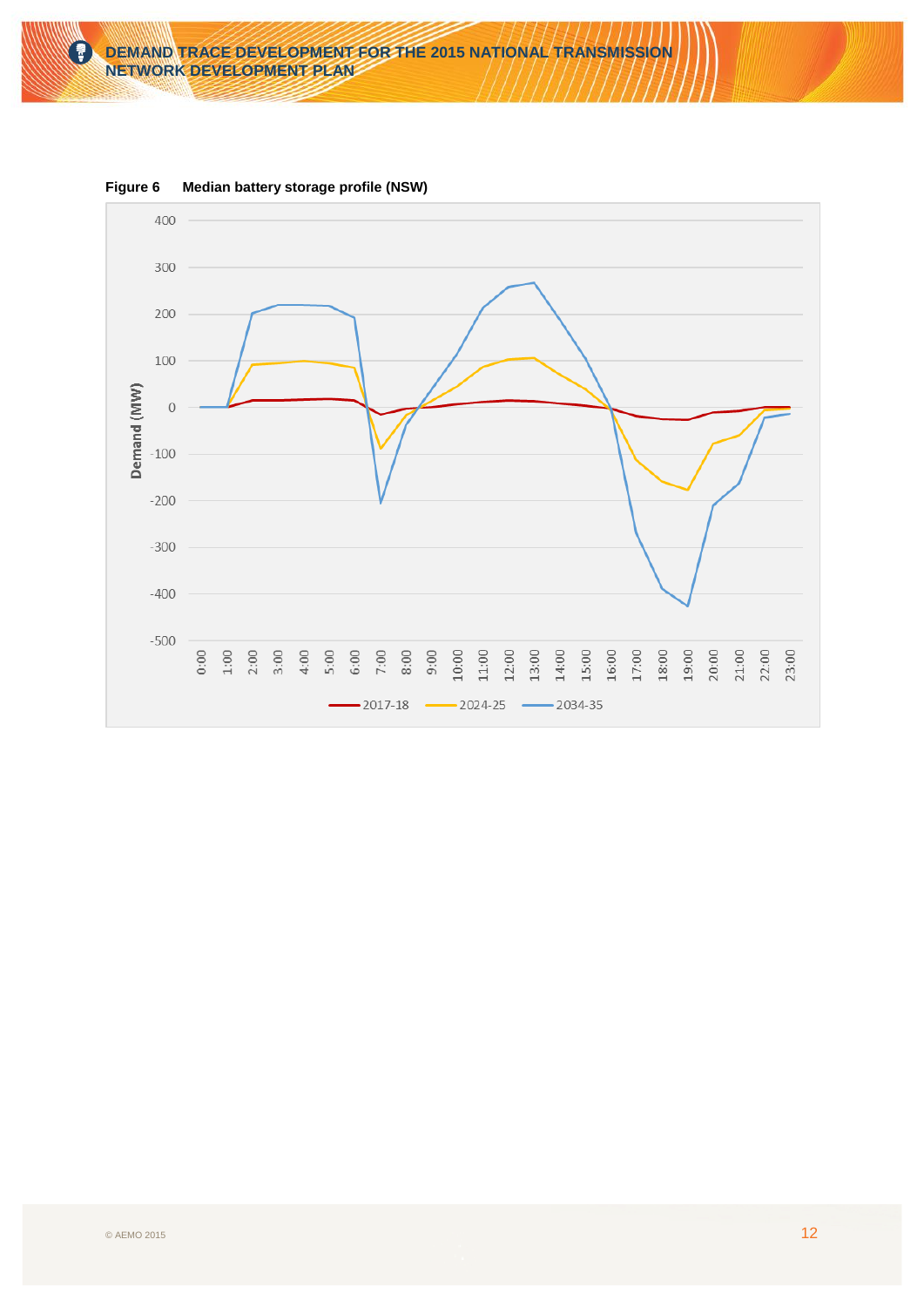**Figure 6 Median battery storage profile (NSW)**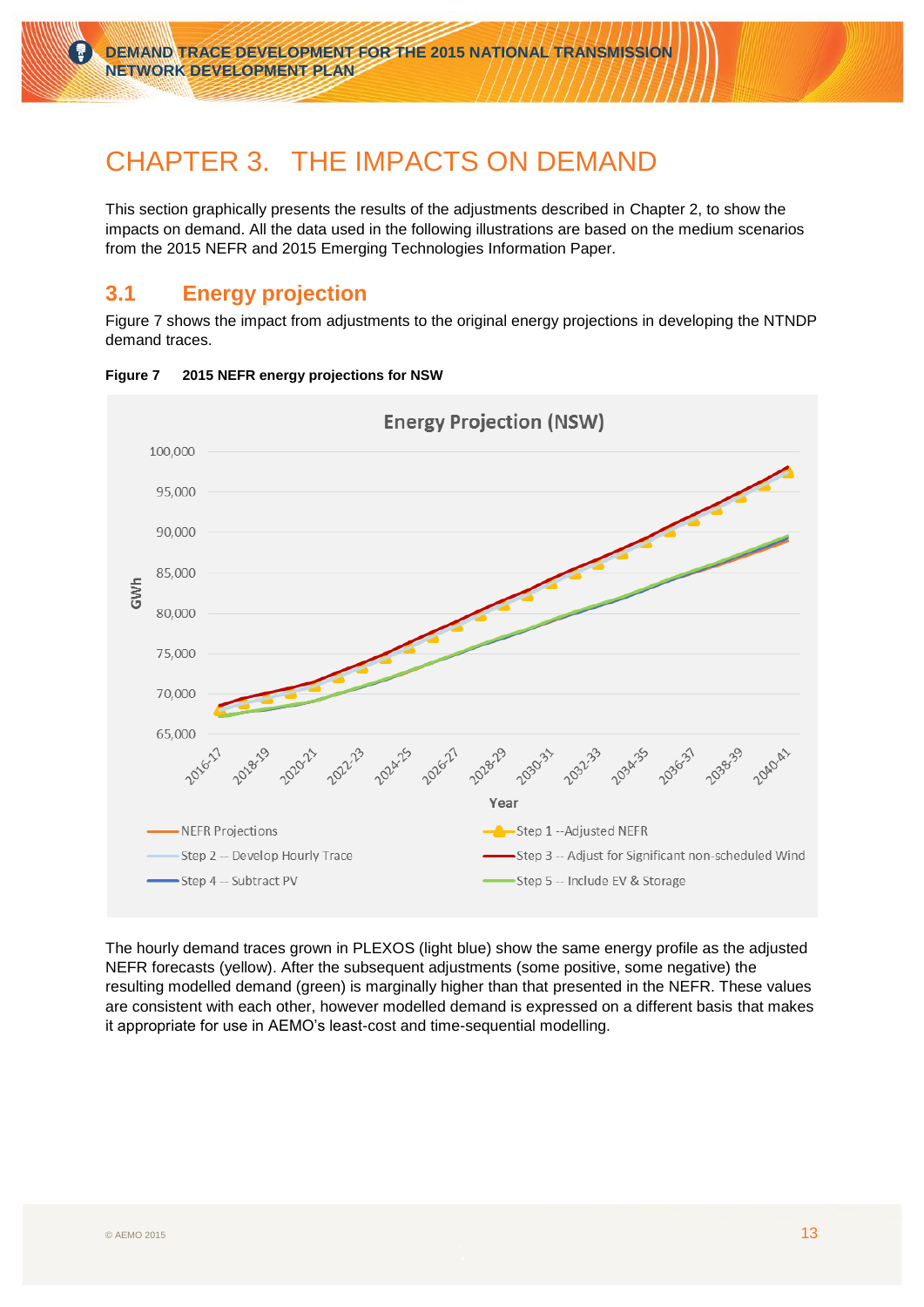# CHAPTER 3. THE IMPACTS ON DEMAND

This section graphically presents the results of the adjustments described in Chapter 2, to show the impacts on demand. All the data used in the following illustrations are based on the medium scenarios from the 2015 NEFR and 2015 Emerging Technologies Information Paper.

## 3.1 Energy projection

Figure 7 shows the impact from adjustments to the original energy projections in developing the NTNDP demand traces.

**Figure 7 2015 NEFR energy projections for NSW**

The hourly demand traces grown in PLEXOS (light blue) show the same energy profile as the adjusted NEFR forecasts (yellow). After the subsequent adjustments (some positive, some negative) the resulting modelled demand (green) is marginally higher than that presented in the NEFR. These values are consistent with each other, however modelled demand is expressed on a different basis that makes it appropriate for use in AEMO's least-cost and time-sequential modelling.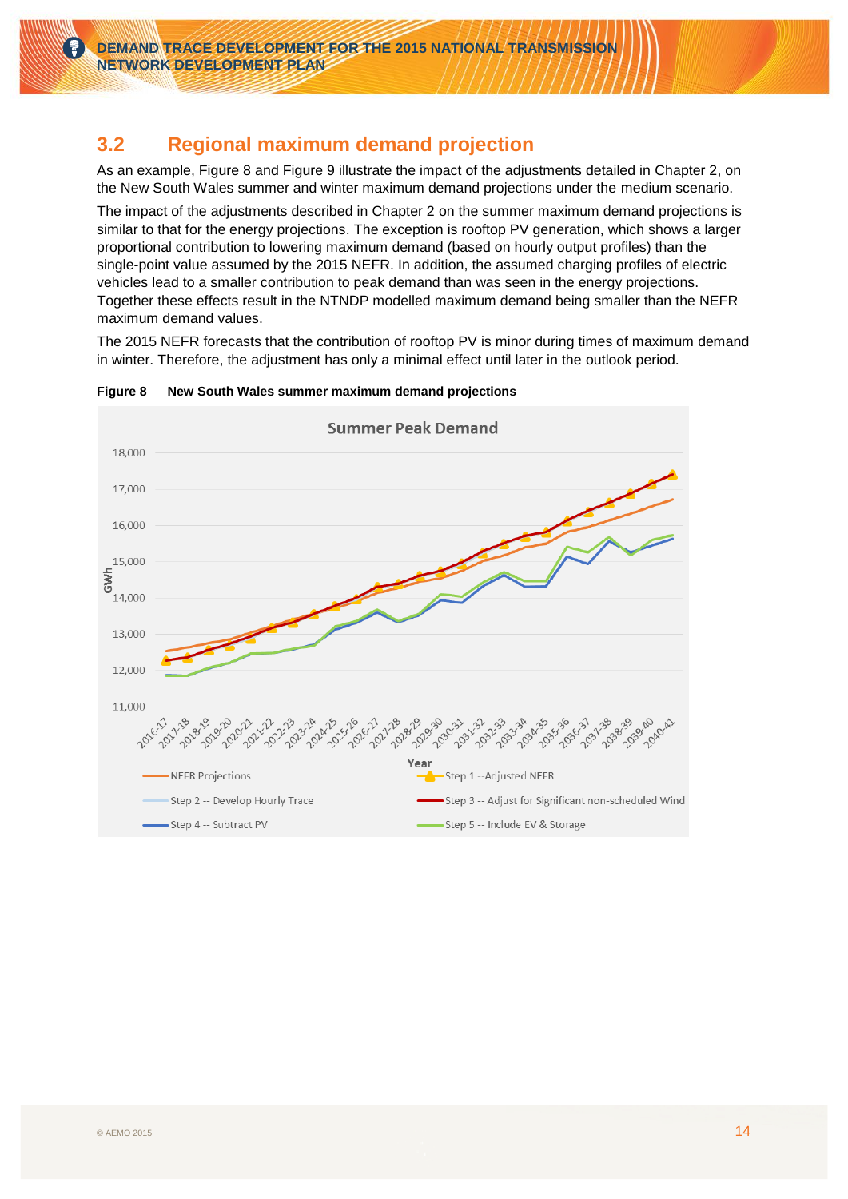## 3.2 Regional maximum demand projection

As an example, Figure 8 and Figure 9 illustrate the impact of the adjustments detailed in Chapter 2, on the New South Wales summer and winter maximum demand projections under the medium scenario.

The impact of the adjustments described in Chapter 2 on the summer maximum demand projections is similar to that for the energy projections. The exception is rooftop PV generation, which shows a larger proportional contribution to lowering maximum demand (based on hourly output profiles) than the single-point value assumed by the 2015 NEFR. In addition, the assumed charging profiles of electric vehicles lead to a smaller contribution to peak demand than was seen in the energy projections. Together these effects result in the NTNDP modelled maximum demand being smaller than the NEFR maximum demand values.

The 2015 NEFR forecasts that the contribution of rooftop PV is minor during times of maximum demand in winter. Therefore, the adjustment has only a minimal effect until later in the outlook period.

**Figure 8 New South Wales summer maximum demand projections**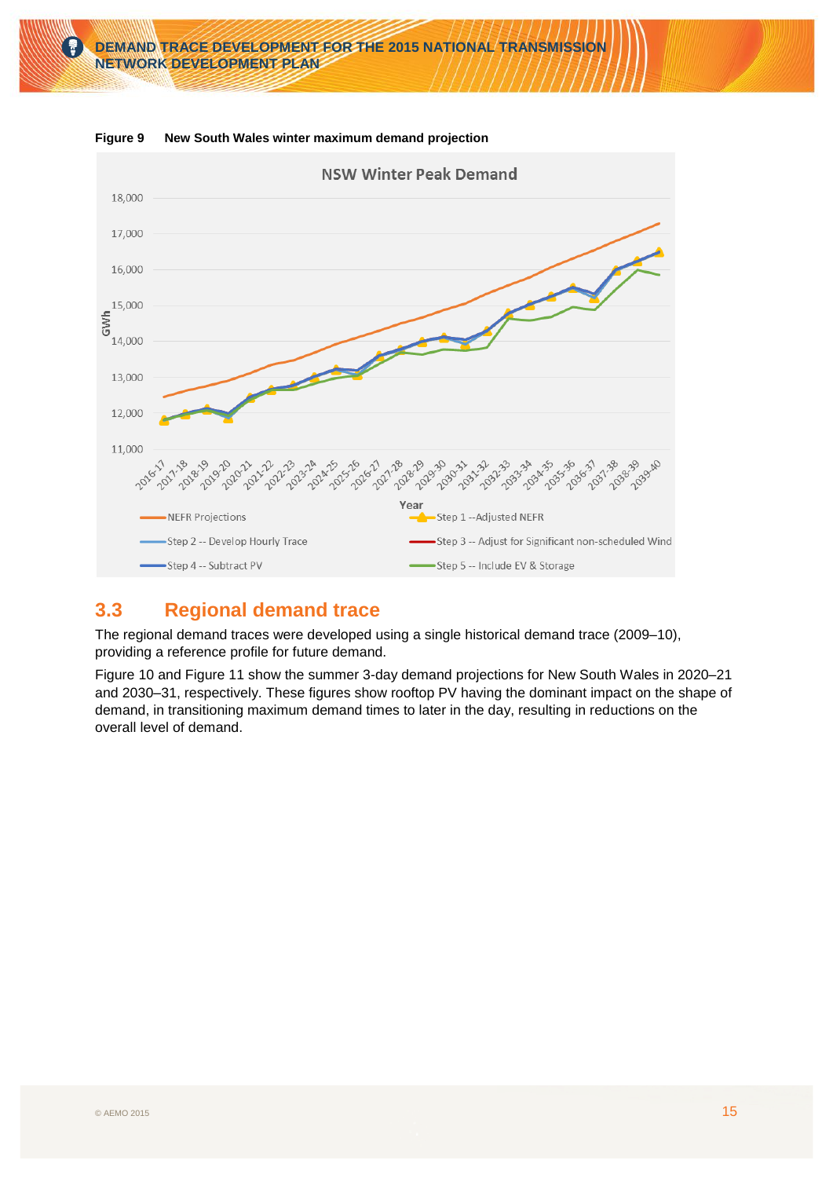**Figure 9 New South Wales winter maximum demand projection**

## 3.3 Regional demand trace

The regional demand traces were developed using a single historical demand trace (2009–10), providing a reference profile for future demand.

Figure 10 and Figure 11 show the summer 3-day demand projections for New South Wales in 2020–21 and 2030–31, respectively. These figures show rooftop PV having the dominant impact on the shape of demand, in transitioning maximum demand times to later in the day, resulting in reductions on the overall level of demand.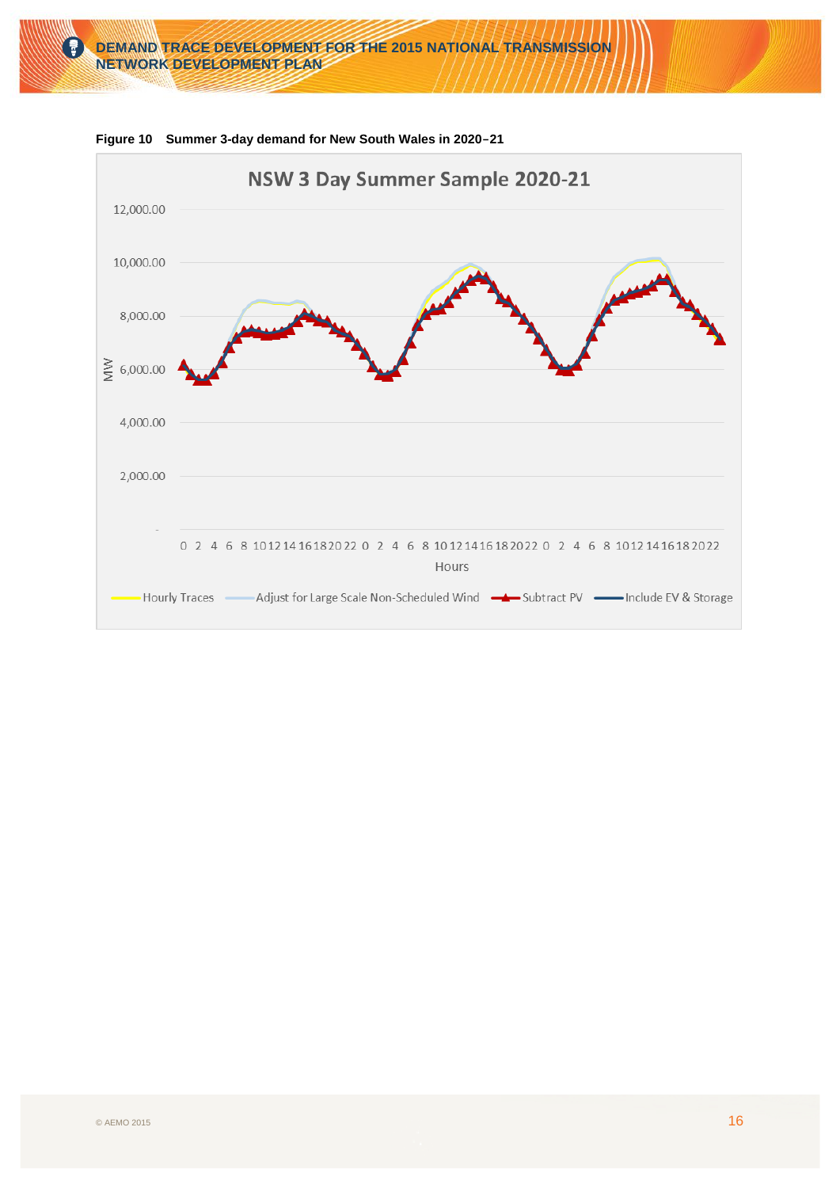**Figure 10 Summer 3-day demand for New South Wales in 2020–21**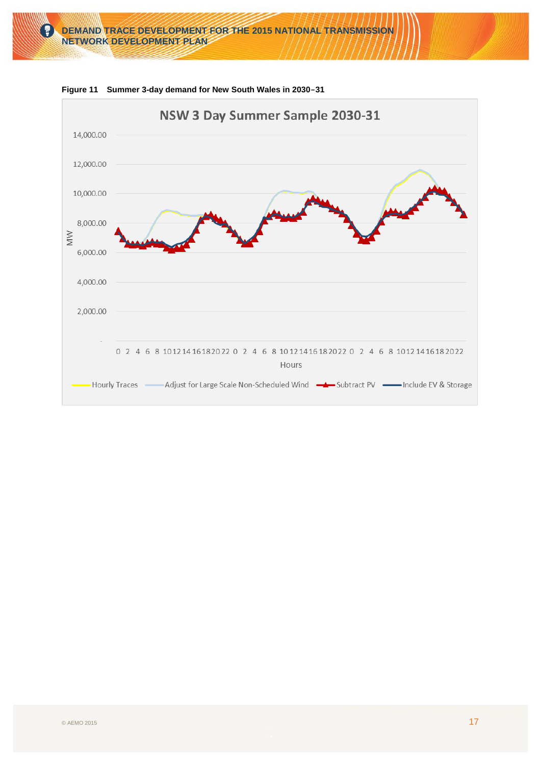**Figure 11 Summer 3-day demand for New South Wales in 2030–31**

NSW 3 Day Summer Sample 2030-31

14,000.00
12,000.00
10,000.00
8,000.00
6,000.00
4,000.00
2,000.00
-

MW

0 2 4 6 8 10 12 14 16 18 20 22 0 2 4 6 8 10 12 14 16 18 20 22 0 2 4 6 8 10 12 14 16 18 20 22

Hours

Hourly Traces
Adjust for Large Scale Non-Scheduled Wind
Subtract PV
Include EV & Storage